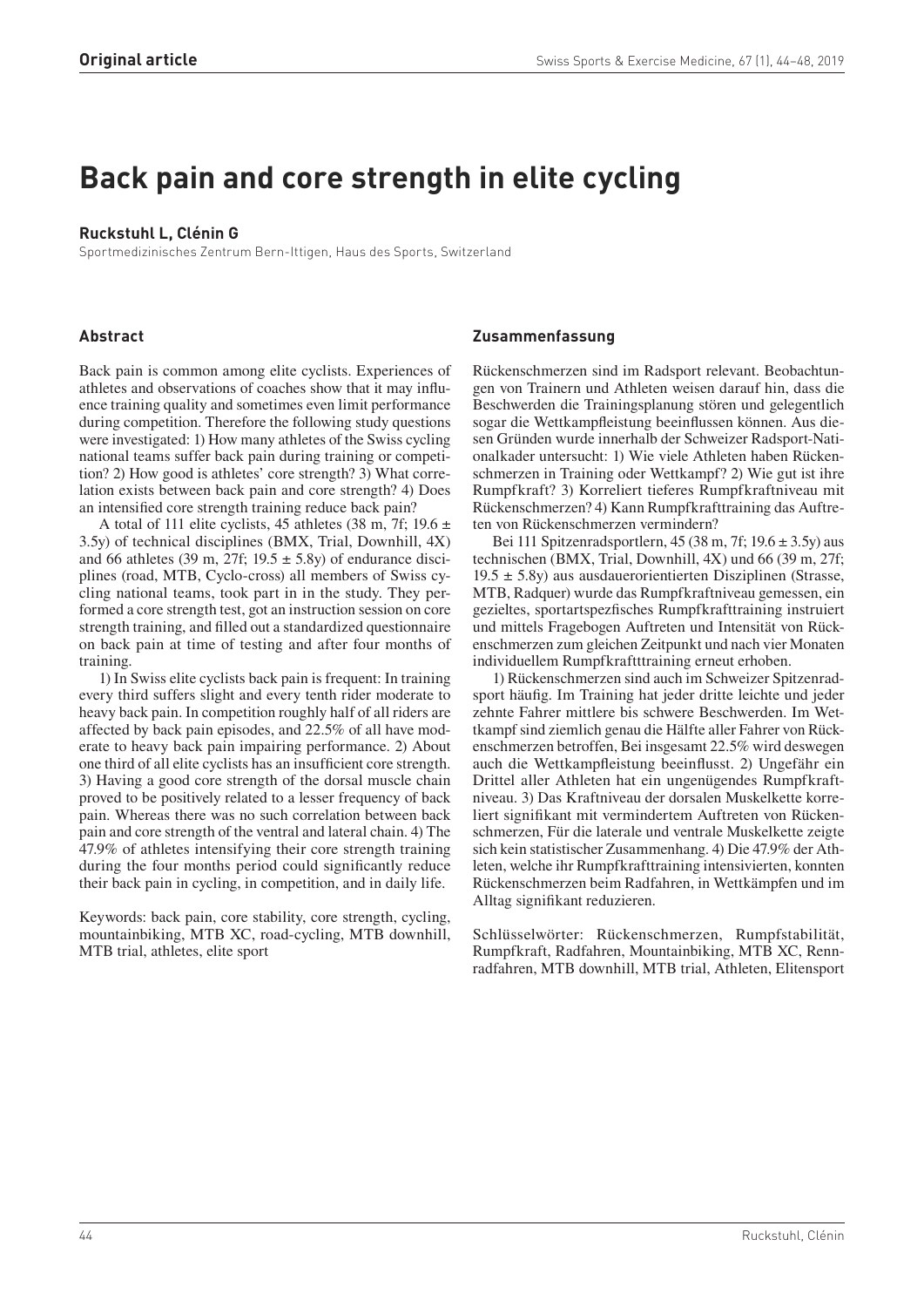**Original article**

# Back pain and core strength in elite cycling

**Ruckstuhl L, Clénin G**

Sportmedizinisches Zentrum Bern-Ittigen, Haus des Sports, Switzerland

## Abstract

Back pain is common among elite cyclists. Experiences of athletes and observations of coaches show that it may influence training quality and sometimes even limit performance during competition. Therefore the following study questions were investigated: 1) How many athletes of the Swiss cycling national teams suffer back pain during training or competition? 2) How good is athletes' core strength? 3) What correlation exists between back pain and core strength? 4) Does an intensified core strength training reduce back pain?

A total of 111 elite cyclists, 45 athletes (38 m, 7f; 19.6 ± 3.5y) of technical disciplines (BMX, Trial, Downhill, 4X) and 66 athletes (39 m, 27f; 19.5 ± 5.8y) of endurance disciplines (road, MTB, Cyclo-cross) all members of Swiss cycling national teams, took part in in the study. They performed a core strength test, got an instruction session on core strength training, and filled out a standardized questionnaire on back pain at time of testing and after four months of training.

1) In Swiss elite cyclists back pain is frequent: In training every third suffers slight and every tenth rider moderate to heavy back pain. In competition roughly half of all riders are affected by back pain episodes, and 22.5% of all have moderate to heavy back pain impairing performance. 2) About one third of all elite cyclists has an insufficient core strength. 3) Having a good core strength of the dorsal muscle chain proved to be positively related to a lesser frequency of back pain. Whereas there was no such correlation between back pain and core strength of the ventral and lateral chain. 4) The 47.9% of athletes intensifying their core strength training during the four months period could significantly reduce their back pain in cycling, in competition, and in daily life.

Keywords: back pain, core stability, core strength, cycling, mountainbiking, MTB XC, road-cycling, MTB downhill, MTB trial, athletes, elite sport

## Zusammenfassung

Rückenschmerzen sind im Radsport relevant. Beobachtungen von Trainern und Athleten weisen darauf hin, dass die Beschwerden die Trainingsplanung stören und gelegentlich sogar die Wettkampfleistung beeinflussen können. Aus diesen Gründen wurde innerhalb der Schweizer Radsport-Nationalkader untersucht: 1) Wie viele Athleten haben Rückenschmerzen in Training oder Wettkampf? 2) Wie gut ist ihre Rumpfkraft? 3) Korreliert tieferes Rumpfkraftniveau mit Rückenschmerzen? 4) Kann Rumpfkrafttraining das Auftreten von Rückenschmerzen vermindern?

Bei 111 Spitzenradsportlern, 45 (38 m, 7f; 19.6 ± 3.5y) aus technischen (BMX, Trial, Downhill, 4X) und 66 (39 m, 27f; 19.5 ± 5.8y) aus ausdauerorientierten Disziplinen (Strasse, MTB, Radquer) wurde das Rumpfkraftniveau gemessen, ein gezieltes, sportartspezfisches Rumpfkrafttraining instruiert und mittels Fragebogen Auftreten und Intensität von Rückenschmerzen zum gleichen Zeitpunkt und nach vier Monaten individuellem Rumpfkraftttraining erneut erhoben.

1) Rückenschmerzen sind auch im Schweizer Spitzenradsport häufig. Im Training hat jeder dritte leichte und jeder zehnte Fahrer mittlere bis schwere Beschwerden. Im Wettkampf sind ziemlich genau die Hälfte aller Fahrer von Rückenschmerzen betroffen, Bei insgesamt 22.5% wird deswegen auch die Wettkampfleistung beeinflusst. 2) Ungefähr ein Drittel aller Athleten hat ein ungenügendes Rumpfkraftniveau. 3) Das Kraftniveau der dorsalen Muskelkette korreliert signifikant mit vermindertem Auftreten von Rückenschmerzen, Für die laterale und ventrale Muskelkette zeigte sich kein statistischer Zusammenhang. 4) Die 47.9% der Athleten, welche ihr Rumpfkrafttraining intensivierten, konnten Rückenschmerzen beim Radfahren, in Wettkämpfen und im Alltag signifikant reduzieren.

Schlüsselwörter: Rückenschmerzen, Rumpfstabilität, Rumpfkraft, Radfahren, Mountainbiking, MTB XC, Rennradfahren, MTB downhill, MTB trial, Athleten, Elitensport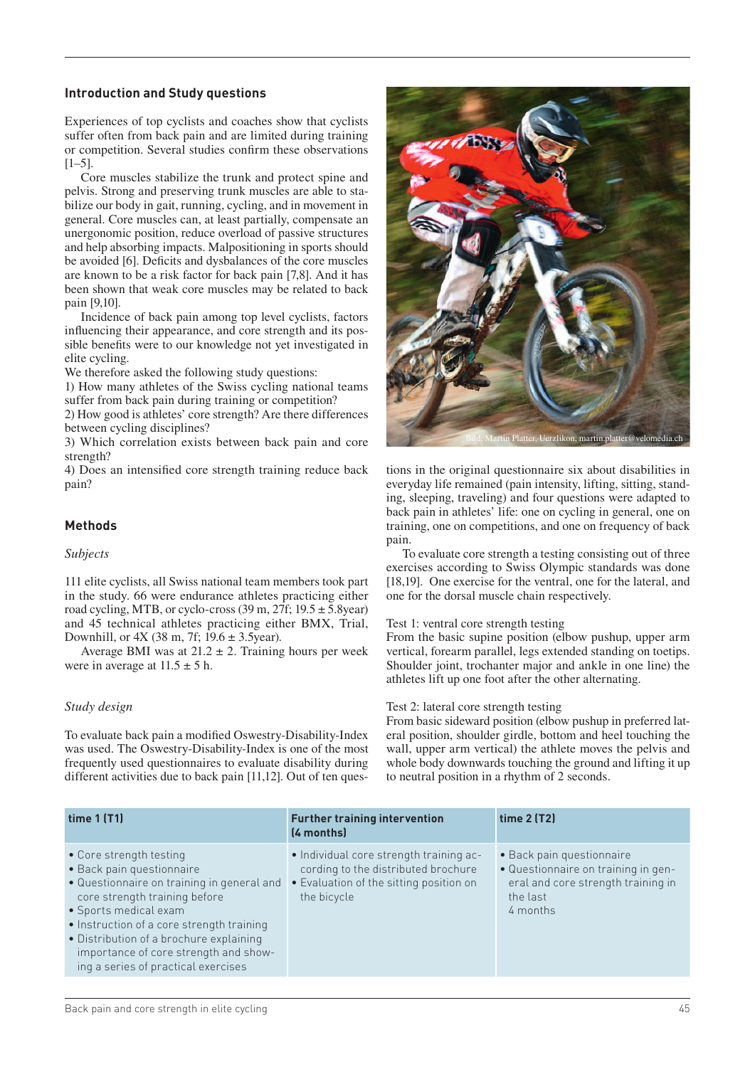## Introduction and Study questions

Experiences of top cyclists and coaches show that cyclists suffer often from back pain and are limited during training or competition. Several studies confirm these observations [1–5].

Core muscles stabilize the trunk and protect spine and pelvis. Strong and preserving trunk muscles are able to stabilize our body in gait, running, cycling, and in movement in general. Core muscles can, at least partially, compensate an unergonomic position, reduce overload of passive structures and help absorbing impacts. Malpositioning in sports should be avoided [6]. Deficits and dysbalances of the core muscles are known to be a risk factor for back pain [7,8]. And it has been shown that weak core muscles may be related to back pain [9,10].

Incidence of back pain among top level cyclists, factors influencing their appearance, and core strength and its possible benefits were to our knowledge not yet investigated in elite cycling.

We therefore asked the following study questions:

1) How many athletes of the Swiss cycling national teams suffer from back pain during training or competition?

2) How good is athletes' core strength? Are there differences between cycling disciplines?

3) Which correlation exists between back pain and core strength?

4) Does an intensified core strength training reduce back pain?

Bild: Martin Platter, Uerzlikon, martin.platter@velomedia.ch

## Methods

*Subjects*

111 elite cyclists, all Swiss national team members took part in the study. 66 were endurance athletes practicing either road cycling, MTB, or cyclo-cross (39 m, 27f; 19.5 ± 5.8year) and 45 technical athletes practicing either BMX, Trial, Downhill, or 4X (38 m, 7f; 19.6 ± 3.5year).

Average BMI was at 21.2 ± 2. Training hours per week were in average at 11.5 ± 5 h.

*Study design*

To evaluate back pain a modified Oswestry-Disability-Index was used. The Oswestry-Disability-Index is one of the most frequently used questionnaires to evaluate disability during different activities due to back pain [11,12]. Out of ten questions in the original questionnaire six about disabilities in everyday life remained (pain intensity, lifting, sitting, standing, sleeping, traveling) and four questions were adapted to back pain in athletes' life: one on cycling in general, one on training, one on competitions, and one on frequency of back pain.

To evaluate core strength a testing consisting out of three exercises according to Swiss Olympic standards was done [18,19]. One exercise for the ventral, one for the lateral, and one for the dorsal muscle chain respectively.

Test 1: ventral core strength testing
From the basic supine position (elbow pushup, upper arm vertical, forearm parallel, legs extended standing on toetips. Shoulder joint, trochanter major and ankle in one line) the athletes lift up one foot after the other alternating.

Test 2: lateral core strength testing
From basic sideward position (elbow pushup in preferred lateral position, shoulder girdle, bottom and heel touching the wall, upper arm vertical) the athlete moves the pelvis and whole body downwards touching the ground and lifting it up to neutral position in a rhythm of 2 seconds.

| time 1 (T1) | Further training intervention (4 months) | time 2 (T2) |
|---|---|---|
| • Core strength testing<br>• Back pain questionnaire<br>• Questionnaire on training in general and core strength training before<br>• Sports medical exam<br>• Instruction of a core strength training<br>• Distribution of a brochure explaining importance of core strength and showing a series of practical exercises | • Individual core strength training according to the distributed brochure<br>• Evaluation of the sitting position on the bicycle | • Back pain questionnaire<br>• Questionnaire on training in general and core strength training in the last 4 months |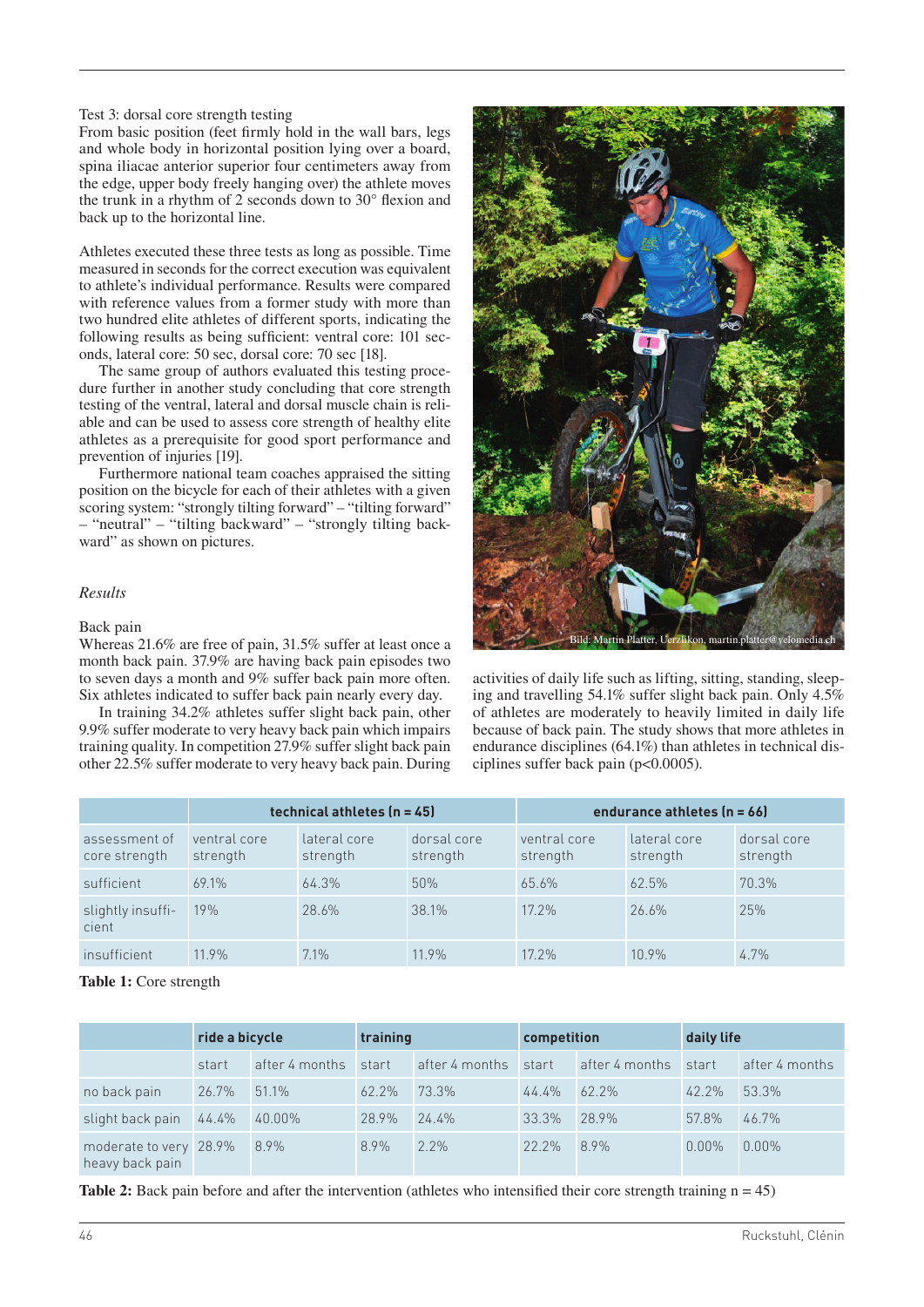Test 3: dorsal core strength testing
From basic position (feet firmly hold in the wall bars, legs and whole body in horizontal position lying over a board, spina iliacae anterior superior four centimeters away from the edge, upper body freely hanging over) the athlete moves the trunk in a rhythm of 2 seconds down to 30° flexion and back up to the horizontal line.

Athletes executed these three tests as long as possible. Time measured in seconds for the correct execution was equivalent to athlete's individual performance. Results were compared with reference values from a former study with more than two hundred elite athletes of different sports, indicating the following results as being sufficient: ventral core: 101 seconds, lateral core: 50 sec, dorsal core: 70 sec [18].

The same group of authors evaluated this testing procedure further in another study concluding that core strength testing of the ventral, lateral and dorsal muscle chain is reliable and can be used to assess core strength of healthy elite athletes as a prerequisite for good sport performance and prevention of injuries [19].

Furthermore national team coaches appraised the sitting position on the bicycle for each of their athletes with a given scoring system: "strongly tilting forward" – "tilting forward" – "neutral" – "tilting backward" – "strongly tilting backward" as shown on pictures.

*Results*

Back pain
Whereas 21.6% are free of pain, 31.5% suffer at least once a month back pain. 37.9% are having back pain episodes two to seven days a month and 9% suffer back pain more often. Six athletes indicated to suffer back pain nearly every day.

In training 34.2% athletes suffer slight back pain, other 9.9% suffer moderate to very heavy back pain which impairs training quality. In competition 27.9% suffer slight back pain other 22.5% suffer moderate to very heavy back pain. During activities of daily life such as lifting, sitting, standing, sleeping and travelling 54.1% suffer slight back pain. Only 4.5% of athletes are moderately to heavily limited in daily life because of back pain. The study shows that more athletes in endurance disciplines (64.1%) than athletes in technical disciplines suffer back pain ($p<0.0005$).

Bild: Martin Platter, Uerzlikon, martin.platter@velomedia.ch

| | technical athletes (n = 45) | | | endurance athletes (n = 66) | | |
|---|---|---|---|---|---|---|
| assessment of core strength | ventral core strength | lateral core strength | dorsal core strength | ventral core strength | lateral core strength | dorsal core strength |
| sufficient | 69.1% | 64.3% | 50% | 65.6% | 62.5% | 70.3% |
| slightly insufficient | 19% | 28.6% | 38.1% | 17.2% | 26.6% | 25% |
| insufficient | 11.9% | 7.1% | 11.9% | 17.2% | 10.9% | 4.7% |

**Table 1:** Core strength

| | ride a bicycle | | training | | competition | | daily life | |
|---|---|---|---|---|---|---|---|---|
| | start | after 4 months | start | after 4 months | start | after 4 months | start | after 4 months |
| no back pain | 26.7% | 51.1% | 62.2% | 73.3% | 44.4% | 62.2% | 42.2% | 53.3% |
| slight back pain | 44.4% | 40.00% | 28.9% | 24.4% | 33.3% | 28.9% | 57.8% | 46.7% |
| moderate to very heavy back pain | 28.9% | 8.9% | 8.9% | 2.2% | 22.2% | 8.9% | 0.00% | 0.00% |

**Table 2:** Back pain before and after the intervention (athletes who intensified their core strength training n = 45)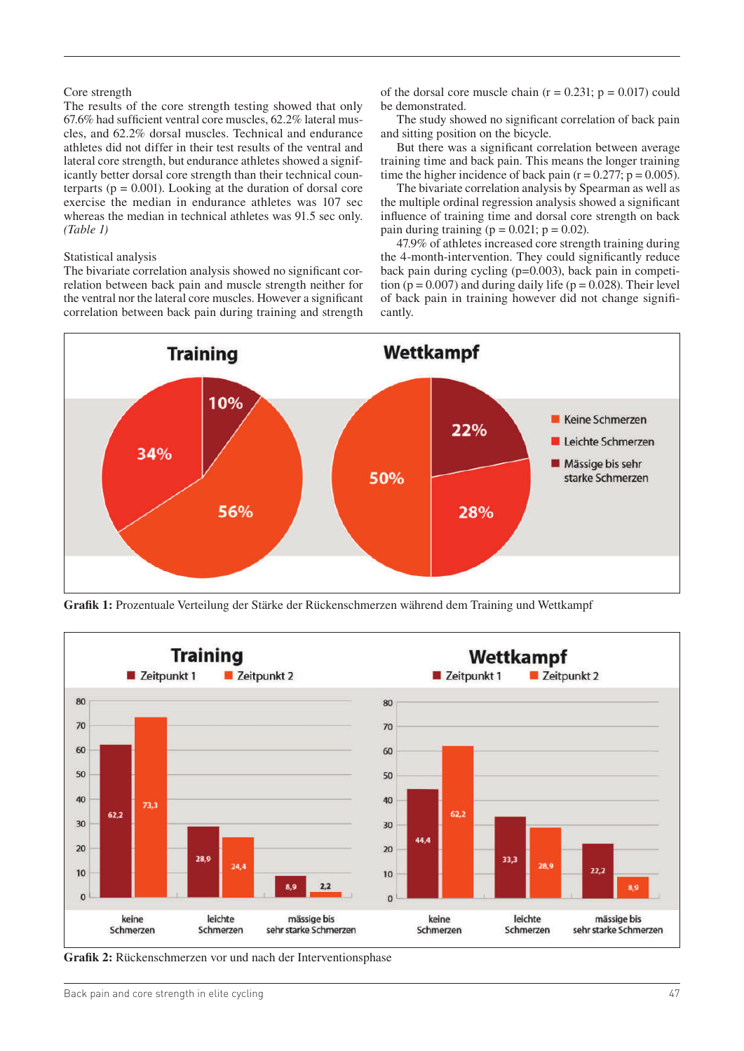### Core strength

The results of the core strength testing showed that only 67.6% had sufficient ventral core muscles, 62.2% lateral muscles, and 62.2% dorsal muscles. Technical and endurance athletes did not differ in their test results of the ventral and lateral core strength, but endurance athletes showed a significantly better dorsal core strength than their technical counterparts ($p = 0.001$). Looking at the duration of dorsal core exercise the median in endurance athletes was 107 sec whereas the median in technical athletes was 91.5 sec only. *(Table 1)*

### Statistical analysis

The bivariate correlation analysis showed no significant correlation between back pain and muscle strength neither for the ventral nor the lateral core muscles. However a significant correlation between back pain during training and strength of the dorsal core muscle chain ($r = 0.231$; $p = 0.017$) could be demonstrated.

The study showed no significant correlation of back pain and sitting position on the bicycle.

But there was a significant correlation between average training time and back pain. This means the longer training time the higher incidence of back pain ($r = 0.277$; $p = 0.005$).

The bivariate correlation analysis by Spearman as well as the multiple ordinal regression analysis showed a significant influence of training time and dorsal core strength on back pain during training ($p = 0.021$; $p = 0.02$).

47.9% of athletes increased core strength training during the 4-month-intervention. They could significantly reduce back pain during cycling ($p=0.003$), back pain in competition ($p = 0.007$) and during daily life ($p = 0.028$). Their level of back pain in training however did not change significantly.

**Grafik 1:** Prozentuale Verteilung der Stärke der Rückenschmerzen während dem Training und Wettkampf

**Grafik 2:** Rückenschmerzen vor und nach der Interventionsphase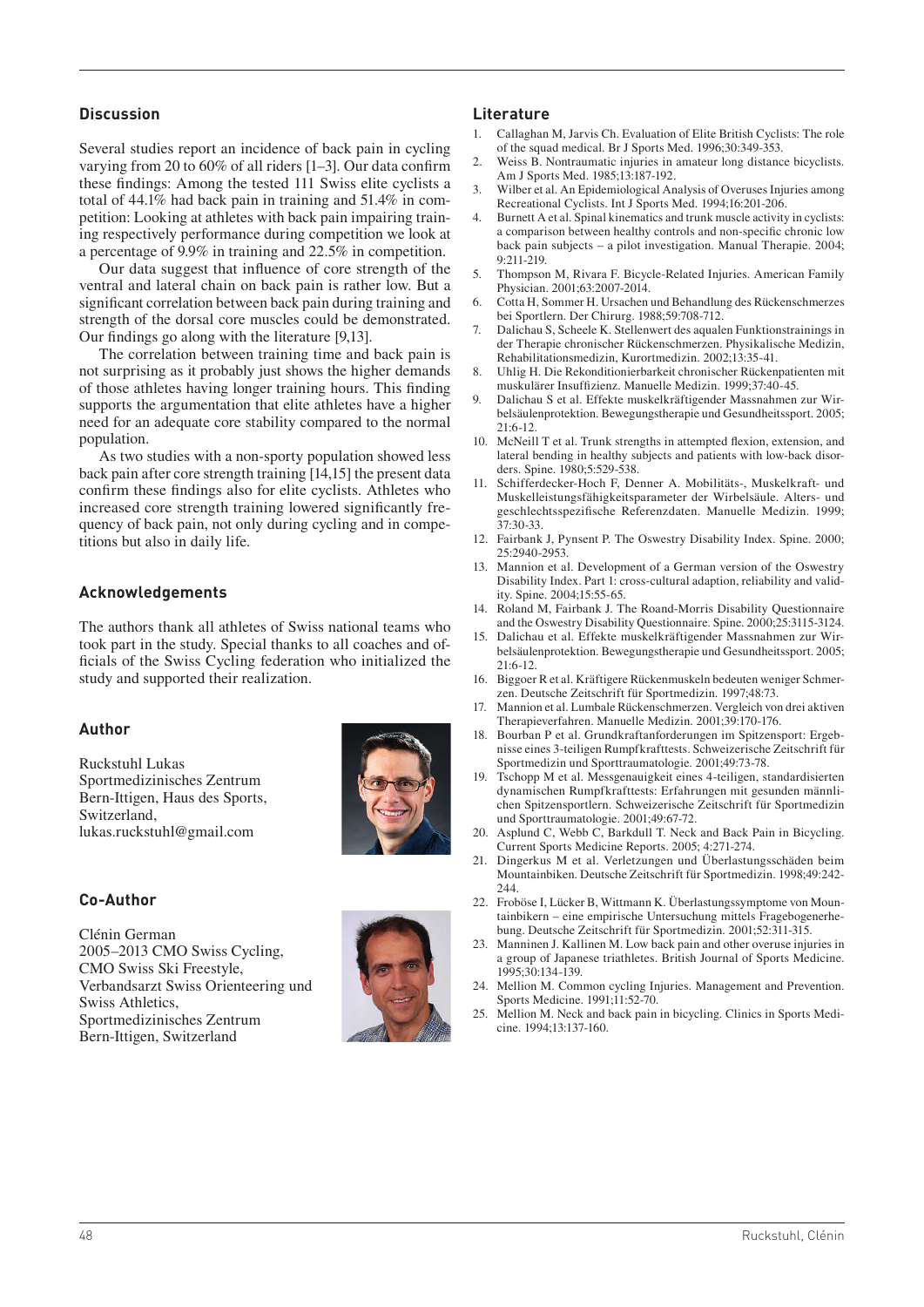## Discussion

Several studies report an incidence of back pain in cycling varying from 20 to 60% of all riders [1–3]. Our data confirm these findings: Among the tested 111 Swiss elite cyclists a total of 44.1% had back pain in training and 51.4% in competition: Looking at athletes with back pain impairing training respectively performance during competition we look at a percentage of 9.9% in training and 22.5% in competition.

Our data suggest that influence of core strength of the ventral and lateral chain on back pain is rather low. But a significant correlation between back pain during training and strength of the dorsal core muscles could be demonstrated. Our findings go along with the literature [9,13].

The correlation between training time and back pain is not surprising as it probably just shows the higher demands of those athletes having longer training hours. This finding supports the argumentation that elite athletes have a higher need for an adequate core stability compared to the normal population.

As two studies with a non-sporty population showed less back pain after core strength training [14,15] the present data confirm these findings also for elite cyclists. Athletes who increased core strength training lowered significantly frequency of back pain, not only during cycling and in competitions but also in daily life.

## Acknowledgements

The authors thank all athletes of Swiss national teams who took part in the study. Special thanks to all coaches and officials of the Swiss Cycling federation who initialized the study and supported their realization.

## Author

Ruckstuhl Lukas
Sportmedizinisches Zentrum
Bern-Ittigen, Haus des Sports,
Switzerland,
lukas.ruckstuhl@gmail.com

## Co-Author

Clénin German
2005–2013 CMO Swiss Cycling,
CMO Swiss Ski Freestyle,
Verbandsarzt Swiss Orienteering und
Swiss Athletics,
Sportmedizinisches Zentrum
Bern-Ittigen, Switzerland

## Literature

1. Callaghan M, Jarvis Ch. Evaluation of Elite British Cyclists: The role of the squad medical. Br J Sports Med. 1996;30:349-353.
2. Weiss B. Nontraumatic injuries in amateur long distance bicyclists. Am J Sports Med. 1985;13:187-192.
3. Wilber et al. An Epidemiological Analysis of Overuses Injuries among Recreational Cyclists. Int J Sports Med. 1994;16:201-206.
4. Burnett A et al. Spinal kinematics and trunk muscle activity in cyclists: a comparison between healthy controls and non-specific chronic low back pain subjects – a pilot investigation. Manual Therapie. 2004; 9:211-219.
5. Thompson M, Rivara F. Bicycle-Related Injuries. American Family Physician. 2001;63:2007-2014.
6. Cotta H, Sommer H. Ursachen und Behandlung des Rückenschmerzes bei Sportlern. Der Chirurg. 1988;59:708-712.
7. Dalichau S, Scheele K. Stellenwert des aqualen Funktionstrainings in der Therapie chronischer Rückenschmerzen. Physikalische Medizin, Rehabilitationsmedizin, Kurortmedizin. 2002;13:35-41.
8. Uhlig H. Die Rekonditionierbarkeit chronischer Rückenpatienten mit muskulärer Insuffizienz. Manuelle Medizin. 1999;37:40-45.
9. Dalichau S et al. Effekte muskelkräftigender Massnahmen zur Wirbelsäulenprotektion. Bewegungstherapie und Gesundheitssport. 2005; 21:6-12.
10. McNeill T et al. Trunk strengths in attempted flexion, extension, and lateral bending in healthy subjects and patients with low-back disorders. Spine. 1980;5:529-538.
11. Schifferdecker-Hoch F, Denner A. Mobilitäts-, Muskelkraft- und Muskelleistungsfähigkeitsparameter der Wirbelsäule. Alters- und geschlechtsspezifische Referenzdaten. Manuelle Medizin. 1999; 37:30-33.
12. Fairbank J, Pynsent P. The Oswestry Disability Index. Spine. 2000; 25:2940-2953.
13. Mannion et al. Development of a German version of the Oswestry Disability Index. Part 1: cross-cultural adaption, reliability and validity. Spine. 2004;15:55-65.
14. Roland M, Fairbank J. The Roand-Morris Disability Questionnaire and the Oswestry Disability Questionnaire. Spine. 2000;25:3115-3124.
15. Dalichau et al. Effekte muskelkräftigender Massnahmen zur Wirbelsäulenprotektion. Bewegungstherapie und Gesundheitssport. 2005; 21:6-12.
16. Biggoer R et al. Kräftigere Rückenmuskeln bedeuten weniger Schmerzen. Deutsche Zeitschrift für Sportmedizin. 1997;48:73.
17. Mannion et al. Lumbale Rückenschmerzen. Vergleich von drei aktiven Therapieverfahren. Manuelle Medizin. 2001;39:170-176.
18. Bourban P et al. Grundkraftanforderungen im Spitzensport: Ergebnisse eines 3-teiligen Rumpfkrafttests. Schweizerische Zeitschrift für Sportmedizin und Sporttraumatologie. 2001;49:73-78.
19. Tschopp M et al. Messgenauigkeit eines 4-teiligen, standardisierten dynamischen Rumpfkrafttests: Erfahrungen mit gesunden männlichen Spitzensportlern. Schweizerische Zeitschrift für Sportmedizin und Sporttraumatologie. 2001;49:67-72.
20. Asplund C, Webb C, Barkdull T. Neck and Back Pain in Bicycling. Current Sports Medicine Reports. 2005; 4:271-274.
21. Dingerkus M et al. Verletzungen und Überlastungsschäden beim Mountainbiken. Deutsche Zeitschrift für Sportmedizin. 1998;49:242-244.
22. Froböse I, Lücker B, Wittmann K. Überlastungssymptome von Mountainbikern – eine empirische Untersuchung mittels Fragebogenerhebung. Deutsche Zeitschrift für Sportmedizin. 2001;52:311-315.
23. Manninen J. Kallinen M. Low back pain and other overuse injuries in a group of Japanese triathletes. British Journal of Sports Medicine. 1995;30:134-139.
24. Mellion M. Common cycling Injuries. Management and Prevention. Sports Medicine. 1991;11:52-70.
25. Mellion M. Neck and back pain in bicycling. Clinics in Sports Medicine. 1994;13:137-160.